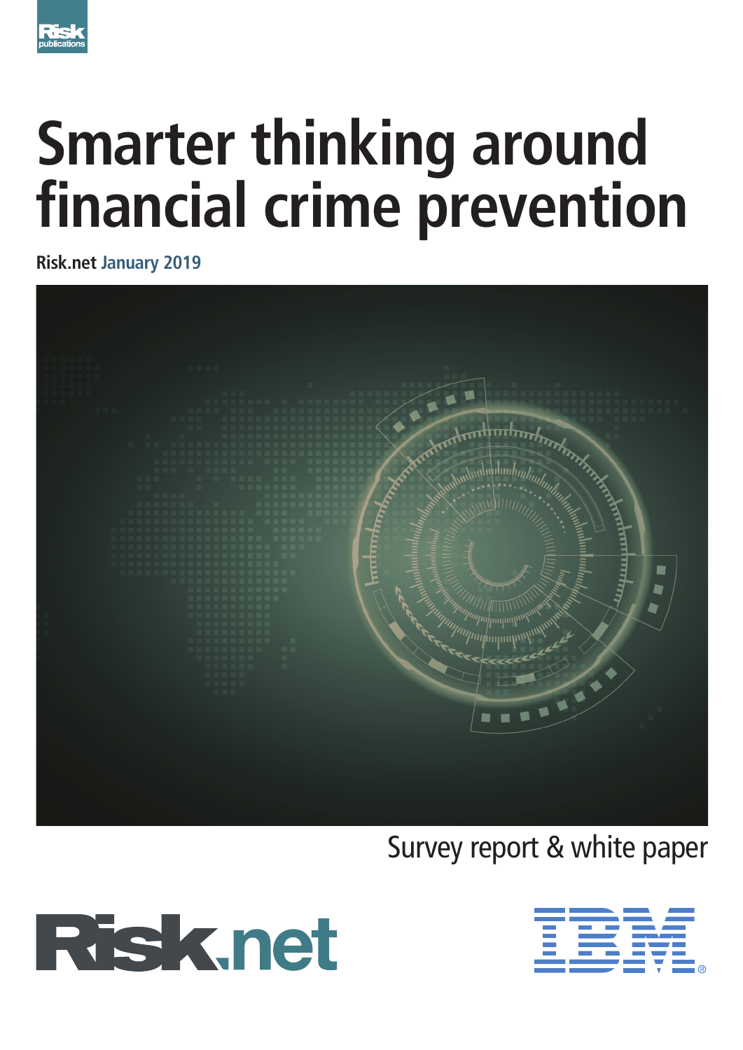Risk publications

# Smarter thinking around financial crime prevention

**Risk.net** January 2019

Survey report & white paper

Risk.net

IBM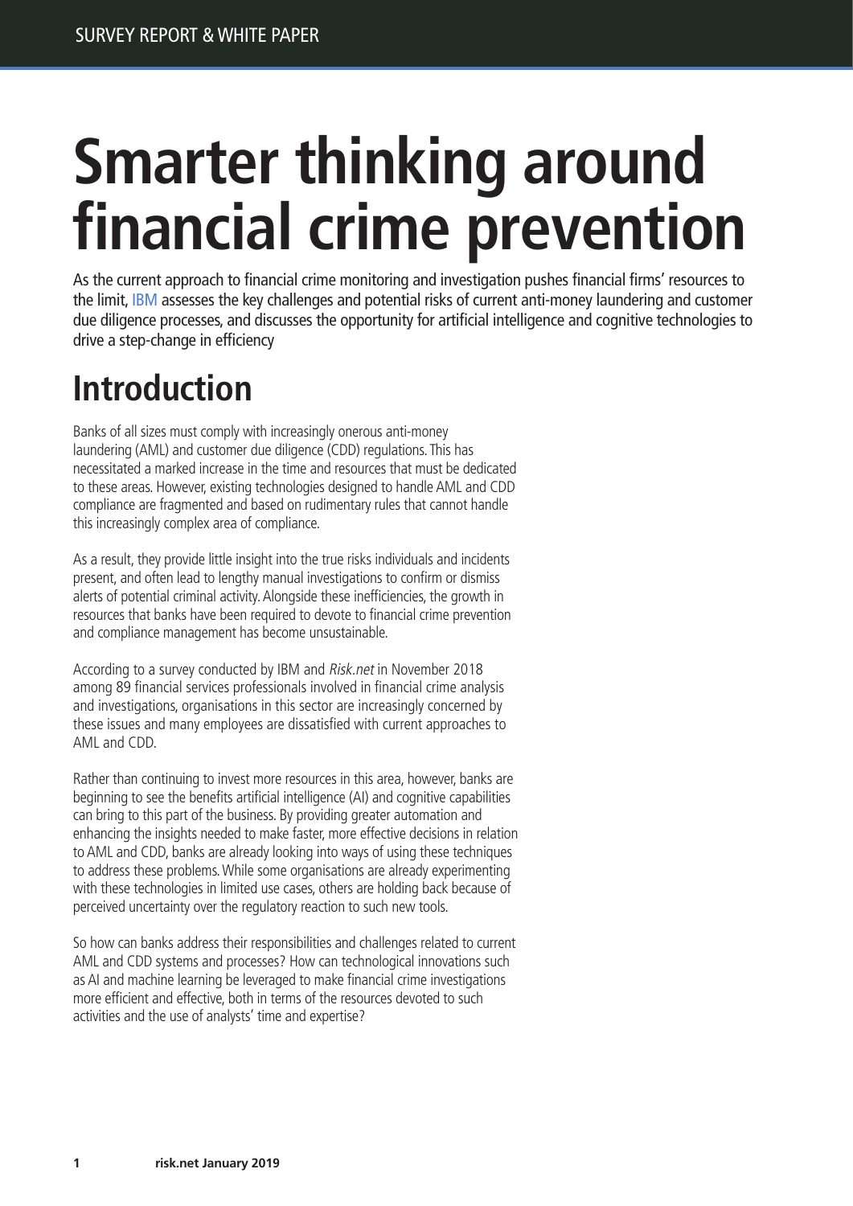# Smarter thinking around financial crime prevention

As the current approach to financial crime monitoring and investigation pushes financial firms' resources to the limit, IBM assesses the key challenges and potential risks of current anti-money laundering and customer due diligence processes, and discusses the opportunity for artificial intelligence and cognitive technologies to drive a step-change in efficiency

## Introduction

Banks of all sizes must comply with increasingly onerous anti-money laundering (AML) and customer due diligence (CDD) regulations. This has necessitated a marked increase in the time and resources that must be dedicated to these areas. However, existing technologies designed to handle AML and CDD compliance are fragmented and based on rudimentary rules that cannot handle this increasingly complex area of compliance.

As a result, they provide little insight into the true risks individuals and incidents present, and often lead to lengthy manual investigations to confirm or dismiss alerts of potential criminal activity. Alongside these inefficiencies, the growth in resources that banks have been required to devote to financial crime prevention and compliance management has become unsustainable.

According to a survey conducted by IBM and *Risk.net* in November 2018 among 89 financial services professionals involved in financial crime analysis and investigations, organisations in this sector are increasingly concerned by these issues and many employees are dissatisfied with current approaches to AML and CDD.

Rather than continuing to invest more resources in this area, however, banks are beginning to see the benefits artificial intelligence (AI) and cognitive capabilities can bring to this part of the business. By providing greater automation and enhancing the insights needed to make faster, more effective decisions in relation to AML and CDD, banks are already looking into ways of using these techniques to address these problems. While some organisations are already experimenting with these technologies in limited use cases, others are holding back because of perceived uncertainty over the regulatory reaction to such new tools.

So how can banks address their responsibilities and challenges related to current AML and CDD systems and processes? How can technological innovations such as AI and machine learning be leveraged to make financial crime investigations more efficient and effective, both in terms of the resources devoted to such activities and the use of analysts' time and expertise?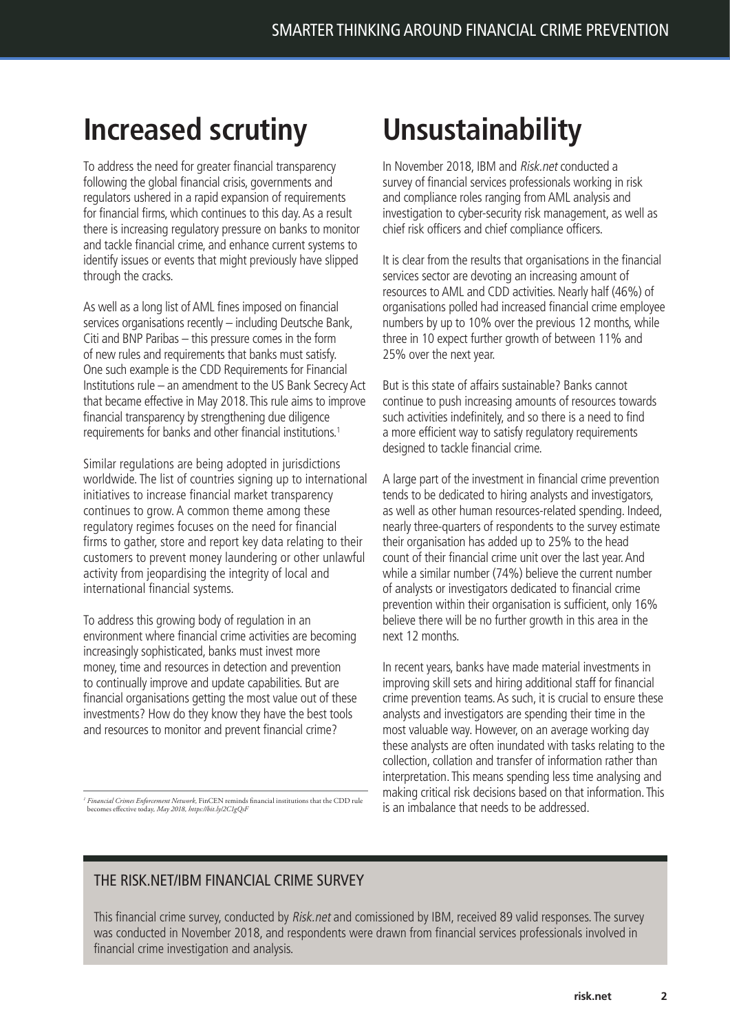## Increased scrutiny

To address the need for greater financial transparency following the global financial crisis, governments and regulators ushered in a rapid expansion of requirements for financial firms, which continues to this day. As a result there is increasing regulatory pressure on banks to monitor and tackle financial crime, and enhance current systems to identify issues or events that might previously have slipped through the cracks.

As well as a long list of AML fines imposed on financial services organisations recently – including Deutsche Bank, Citi and BNP Paribas – this pressure comes in the form of new rules and requirements that banks must satisfy. One such example is the CDD Requirements for Financial Institutions rule – an amendment to the US Bank Secrecy Act that became effective in May 2018. This rule aims to improve financial transparency by strengthening due diligence requirements for banks and other financial institutions.[1]

Similar regulations are being adopted in jurisdictions worldwide. The list of countries signing up to international initiatives to increase financial market transparency continues to grow. A common theme among these regulatory regimes focuses on the need for financial firms to gather, store and report key data relating to their customers to prevent money laundering or other unlawful activity from jeopardising the integrity of local and international financial systems.

To address this growing body of regulation in an environment where financial crime activities are becoming increasingly sophisticated, banks must invest more money, time and resources in detection and prevention to continually improve and update capabilities. But are financial organisations getting the most value out of these investments? How do they know they have the best tools and resources to monitor and prevent financial crime?

[1] *Financial Crimes Enforcement Network*, FinCEN reminds financial institutions that the CDD rule becomes effective today, *May 2018, https://bit.ly/2C1gQsF*

## Unsustainability

In November 2018, IBM and *Risk.net* conducted a survey of financial services professionals working in risk and compliance roles ranging from AML analysis and investigation to cyber-security risk management, as well as chief risk officers and chief compliance officers.

It is clear from the results that organisations in the financial services sector are devoting an increasing amount of resources to AML and CDD activities. Nearly half (46%) of organisations polled had increased financial crime employee numbers by up to 10% over the previous 12 months, while three in 10 expect further growth of between 11% and 25% over the next year.

But is this state of affairs sustainable? Banks cannot continue to push increasing amounts of resources towards such activities indefinitely, and so there is a need to find a more efficient way to satisfy regulatory requirements designed to tackle financial crime.

A large part of the investment in financial crime prevention tends to be dedicated to hiring analysts and investigators, as well as other human resources-related spending. Indeed, nearly three-quarters of respondents to the survey estimate their organisation has added up to 25% to the head count of their financial crime unit over the last year. And while a similar number (74%) believe the current number of analysts or investigators dedicated to financial crime prevention within their organisation is sufficient, only 16% believe there will be no further growth in this area in the next 12 months.

In recent years, banks have made material investments in improving skill sets and hiring additional staff for financial crime prevention teams. As such, it is crucial to ensure these analysts and investigators are spending their time in the most valuable way. However, on an average working day these analysts are often inundated with tasks relating to the collection, collation and transfer of information rather than interpretation. This means spending less time analysing and making critical risk decisions based on that information. This is an imbalance that needs to be addressed.

### THE RISK.NET/IBM FINANCIAL CRIME SURVEY

This financial crime survey, conducted by *Risk.net* and comissioned by IBM, received 89 valid responses. The survey was conducted in November 2018, and respondents were drawn from financial services professionals involved in financial crime investigation and analysis.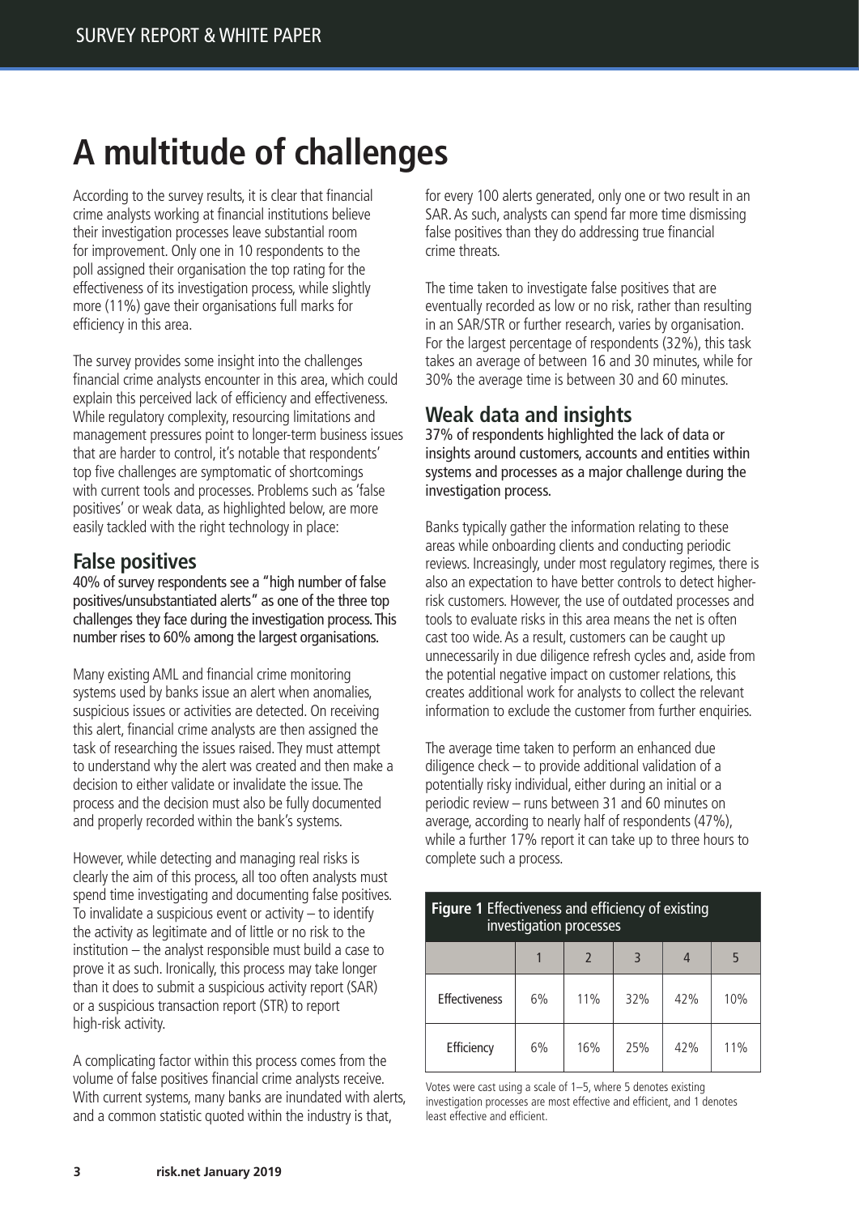# A multitude of challenges

According to the survey results, it is clear that financial crime analysts working at financial institutions believe their investigation processes leave substantial room for improvement. Only one in 10 respondents to the poll assigned their organisation the top rating for the effectiveness of its investigation process, while slightly more (11%) gave their organisations full marks for efficiency in this area.

The survey provides some insight into the challenges financial crime analysts encounter in this area, which could explain this perceived lack of efficiency and effectiveness. While regulatory complexity, resourcing limitations and management pressures point to longer-term business issues that are harder to control, it's notable that respondents' top five challenges are symptomatic of shortcomings with current tools and processes. Problems such as 'false positives' or weak data, as highlighted below, are more easily tackled with the right technology in place:

## False positives

**40% of survey respondents see a "high number of false positives/unsubstantiated alerts" as one of the three top challenges they face during the investigation process. This number rises to 60% among the largest organisations.**

Many existing AML and financial crime monitoring systems used by banks issue an alert when anomalies, suspicious issues or activities are detected. On receiving this alert, financial crime analysts are then assigned the task of researching the issues raised. They must attempt to understand why the alert was created and then make a decision to either validate or invalidate the issue. The process and the decision must also be fully documented and properly recorded within the bank's systems.

However, while detecting and managing real risks is clearly the aim of this process, all too often analysts must spend time investigating and documenting false positives. To invalidate a suspicious event or activity – to identify the activity as legitimate and of little or no risk to the institution – the analyst responsible must build a case to prove it as such. Ironically, this process may take longer than it does to submit a suspicious activity report (SAR) or a suspicious transaction report (STR) to report high-risk activity.

A complicating factor within this process comes from the volume of false positives financial crime analysts receive. With current systems, many banks are inundated with alerts, and a common statistic quoted within the industry is that, for every 100 alerts generated, only one or two result in an SAR. As such, analysts can spend far more time dismissing false positives than they do addressing true financial crime threats.

The time taken to investigate false positives that are eventually recorded as low or no risk, rather than resulting in an SAR/STR or further research, varies by organisation. For the largest percentage of respondents (32%), this task takes an average of between 16 and 30 minutes, while for 30% the average time is between 30 and 60 minutes.

## Weak data and insights

**37% of respondents highlighted the lack of data or insights around customers, accounts and entities within systems and processes as a major challenge during the investigation process.**

Banks typically gather the information relating to these areas while onboarding clients and conducting periodic reviews. Increasingly, under most regulatory regimes, there is also an expectation to have better controls to detect higher-risk customers. However, the use of outdated processes and tools to evaluate risks in this area means the net is often cast too wide. As a result, customers can be caught up unnecessarily in due diligence refresh cycles and, aside from the potential negative impact on customer relations, this creates additional work for analysts to collect the relevant information to exclude the customer from further enquiries.

The average time taken to perform an enhanced due diligence check – to provide additional validation of a potentially risky individual, either during an initial or a periodic review – runs between 31 and 60 minutes on average, according to nearly half of respondents (47%), while a further 17% report it can take up to three hours to complete such a process.

**Figure 1** Effectiveness and efficiency of existing investigation processes

| | 1 | 2 | 3 | 4 | 5 |
|---|---|---|---|---|---|
| Effectiveness | 6% | 11% | 32% | 42% | 10% |
| Efficiency | 6% | 16% | 25% | 42% | 11% |

Votes were cast using a scale of 1–5, where 5 denotes existing investigation processes are most effective and efficient, and 1 denotes least effective and efficient.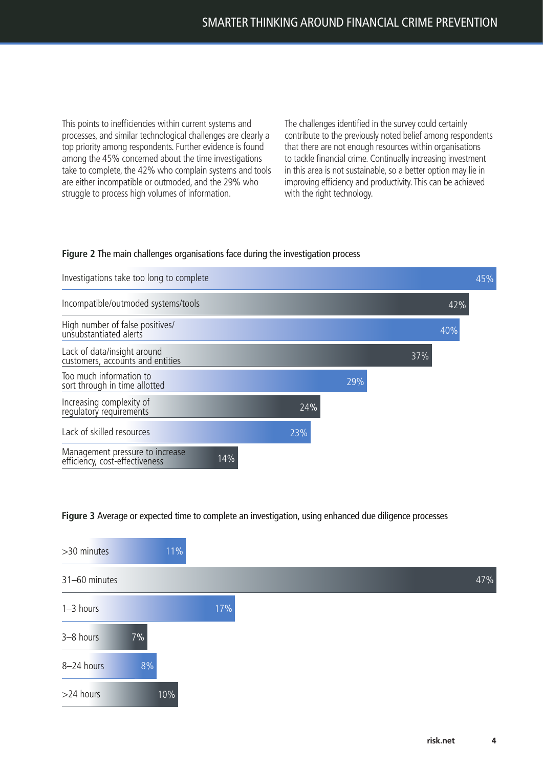This points to inefficiencies within current systems and processes, and similar technological challenges are clearly a top priority among respondents. Further evidence is found among the 45% concerned about the time investigations take to complete, the 42% who complain systems and tools are either incompatible or outmoded, and the 29% who struggle to process high volumes of information.

The challenges identified in the survey could certainly contribute to the previously noted belief among respondents that there are not enough resources within organisations to tackle financial crime. Continually increasing investment in this area is not sustainable, so a better option may lie in improving efficiency and productivity. This can be achieved with the right technology.

**Figure 2** The main challenges organisations face during the investigation process

| Challenge | % |
|---|---|
| Investigations take too long to complete | 45% |
| Incompatible/outmoded systems/tools | 42% |
| High number of false positives/ unsubstantiated alerts | 40% |
| Lack of data/insight around customers, accounts and entities | 37% |
| Too much information to sort through in time allotted | 29% |
| Increasing complexity of regulatory requirements | 24% |
| Lack of skilled resources | 23% |
| Management pressure to increase efficiency, cost-effectiveness | 14% |

**Figure 3** Average or expected time to complete an investigation, using enhanced due diligence processes

| Time | % |
|---|---|
| >30 minutes | 11% |
| 31–60 minutes | 47% |
| 1–3 hours | 17% |
| 3–8 hours | 7% |
| 8–24 hours | 8% |
| >24 hours | 10% |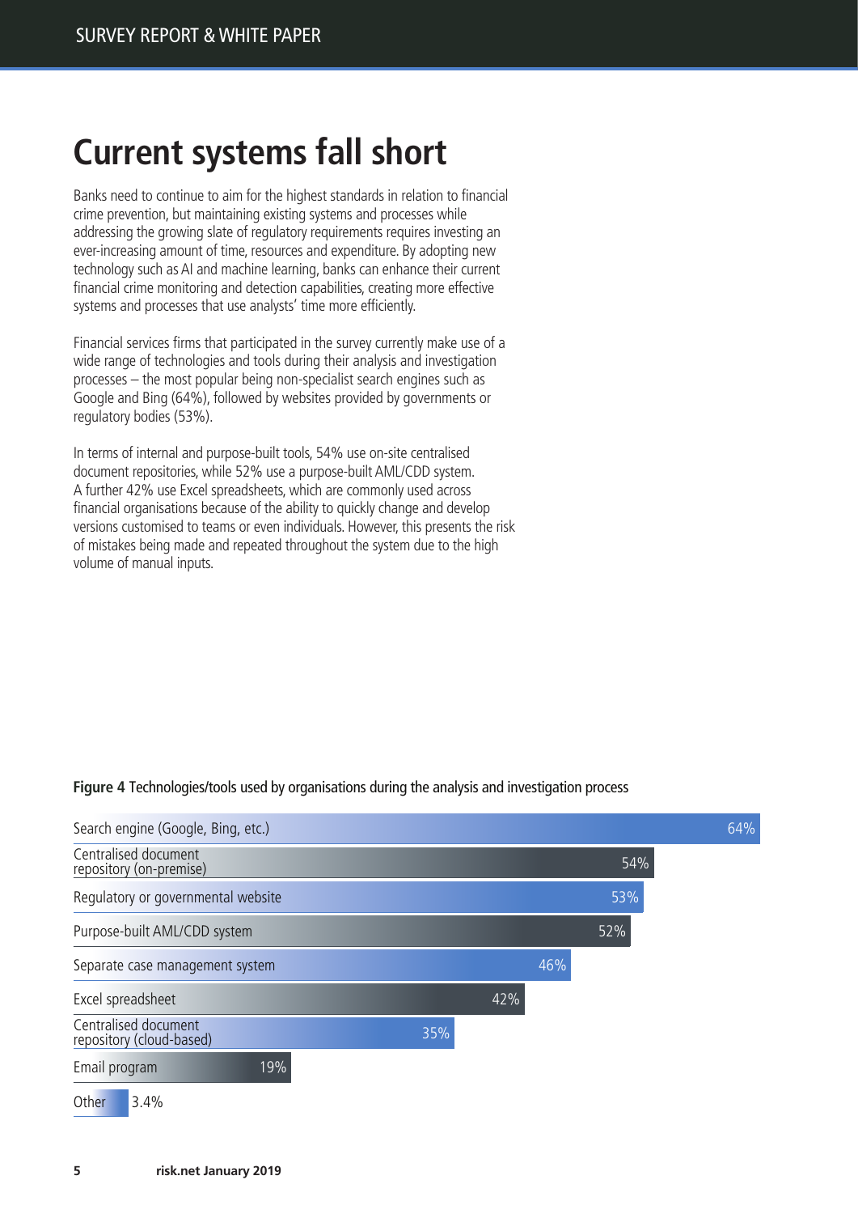# Current systems fall short

Banks need to continue to aim for the highest standards in relation to financial crime prevention, but maintaining existing systems and processes while addressing the growing slate of regulatory requirements requires investing an ever-increasing amount of time, resources and expenditure. By adopting new technology such as AI and machine learning, banks can enhance their current financial crime monitoring and detection capabilities, creating more effective systems and processes that use analysts' time more efficiently.

Financial services firms that participated in the survey currently make use of a wide range of technologies and tools during their analysis and investigation processes – the most popular being non-specialist search engines such as Google and Bing (64%), followed by websites provided by governments or regulatory bodies (53%).

In terms of internal and purpose-built tools, 54% use on-site centralised document repositories, while 52% use a purpose-built AML/CDD system. A further 42% use Excel spreadsheets, which are commonly used across financial organisations because of the ability to quickly change and develop versions customised to teams or even individuals. However, this presents the risk of mistakes being made and repeated throughout the system due to the high volume of manual inputs.

**Figure 4** Technologies/tools used by organisations during the analysis and investigation process

| Technology/tool | % |
|---|---|
| Search engine (Google, Bing, etc.) | 64% |
| Centralised document repository (on-premise) | 54% |
| Regulatory or governmental website | 53% |
| Purpose-built AML/CDD system | 52% |
| Separate case management system | 46% |
| Excel spreadsheet | 42% |
| Centralised document repository (cloud-based) | 35% |
| Email program | 19% |
| Other | 3.4% |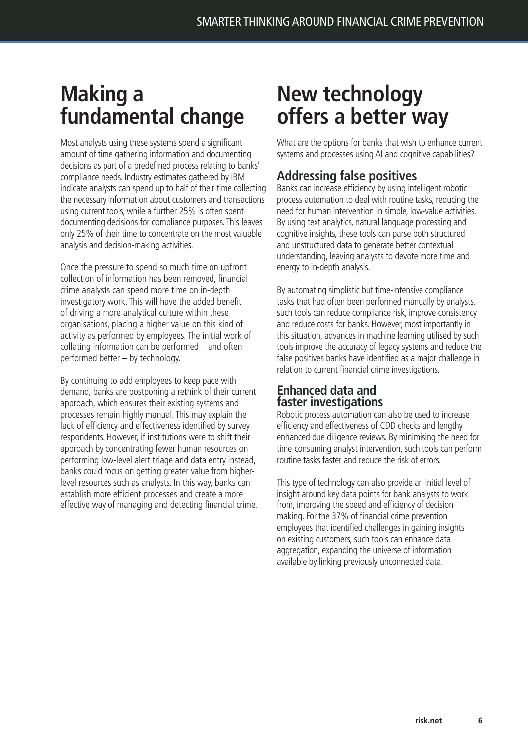# Making a fundamental change

Most analysts using these systems spend a significant amount of time gathering information and documenting decisions as part of a predefined process relating to banks' compliance needs. Industry estimates gathered by IBM indicate analysts can spend up to half of their time collecting the necessary information about customers and transactions using current tools, while a further 25% is often spent documenting decisions for compliance purposes. This leaves only 25% of their time to concentrate on the most valuable analysis and decision-making activities.

Once the pressure to spend so much time on upfront collection of information has been removed, financial crime analysts can spend more time on in-depth investigatory work. This will have the added benefit of driving a more analytical culture within these organisations, placing a higher value on this kind of activity as performed by employees. The initial work of collating information can be performed – and often performed better – by technology.

By continuing to add employees to keep pace with demand, banks are postponing a rethink of their current approach, which ensures their existing systems and processes remain highly manual. This may explain the lack of efficiency and effectiveness identified by survey respondents. However, if institutions were to shift their approach by concentrating fewer human resources on performing low-level alert triage and data entry instead, banks could focus on getting greater value from higher-level resources such as analysts. In this way, banks can establish more efficient processes and create a more effective way of managing and detecting financial crime.

# New technology offers a better way

What are the options for banks that wish to enhance current systems and processes using AI and cognitive capabilities?

## Addressing false positives

Banks can increase efficiency by using intelligent robotic process automation to deal with routine tasks, reducing the need for human intervention in simple, low-value activities. By using text analytics, natural language processing and cognitive insights, these tools can parse both structured and unstructured data to generate better contextual understanding, leaving analysts to devote more time and energy to in-depth analysis.

By automating simplistic but time-intensive compliance tasks that had often been performed manually by analysts, such tools can reduce compliance risk, improve consistency and reduce costs for banks. However, most importantly in this situation, advances in machine learning utilised by such tools improve the accuracy of legacy systems and reduce the false positives banks have identified as a major challenge in relation to current financial crime investigations.

## Enhanced data and faster investigations

Robotic process automation can also be used to increase efficiency and effectiveness of CDD checks and lengthy enhanced due diligence reviews. By minimising the need for time-consuming analyst intervention, such tools can perform routine tasks faster and reduce the risk of errors.

This type of technology can also provide an initial level of insight around key data points for bank analysts to work from, improving the speed and efficiency of decision-making. For the 37% of financial crime prevention employees that identified challenges in gaining insights on existing customers, such tools can enhance data aggregation, expanding the universe of information available by linking previously unconnected data.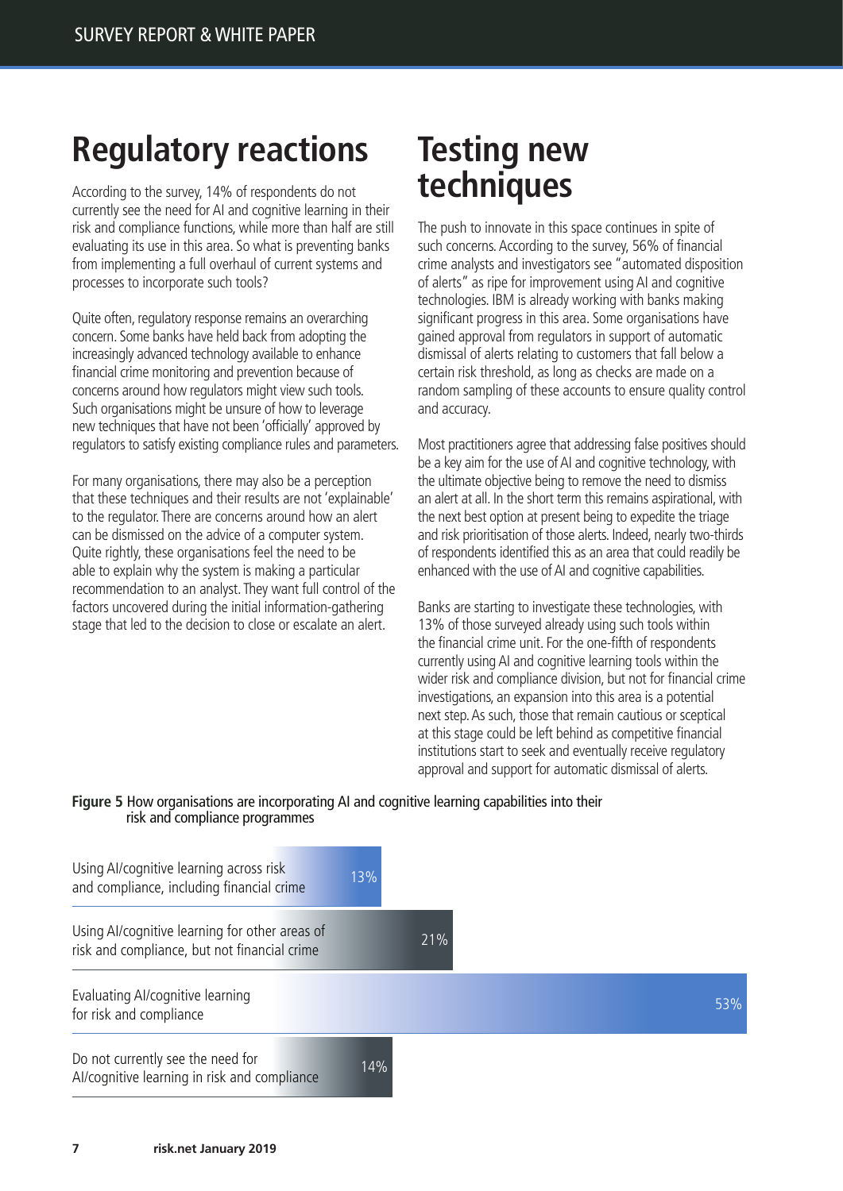## Regulatory reactions

According to the survey, 14% of respondents do not currently see the need for AI and cognitive learning in their risk and compliance functions, while more than half are still evaluating its use in this area. So what is preventing banks from implementing a full overhaul of current systems and processes to incorporate such tools?

Quite often, regulatory response remains an overarching concern. Some banks have held back from adopting the increasingly advanced technology available to enhance financial crime monitoring and prevention because of concerns around how regulators might view such tools. Such organisations might be unsure of how to leverage new techniques that have not been 'officially' approved by regulators to satisfy existing compliance rules and parameters.

For many organisations, there may also be a perception that these techniques and their results are not 'explainable' to the regulator. There are concerns around how an alert can be dismissed on the advice of a computer system. Quite rightly, these organisations feel the need to be able to explain why the system is making a particular recommendation to an analyst. They want full control of the factors uncovered during the initial information-gathering stage that led to the decision to close or escalate an alert.

## Testing new techniques

The push to innovate in this space continues in spite of such concerns. According to the survey, 56% of financial crime analysts and investigators see "automated disposition of alerts" as ripe for improvement using AI and cognitive technologies. IBM is already working with banks making significant progress in this area. Some organisations have gained approval from regulators in support of automatic dismissal of alerts relating to customers that fall below a certain risk threshold, as long as checks are made on a random sampling of these accounts to ensure quality control and accuracy.

Most practitioners agree that addressing false positives should be a key aim for the use of AI and cognitive technology, with the ultimate objective being to remove the need to dismiss an alert at all. In the short term this remains aspirational, with the next best option at present being to expedite the triage and risk prioritisation of those alerts. Indeed, nearly two-thirds of respondents identified this as an area that could readily be enhanced with the use of AI and cognitive capabilities.

Banks are starting to investigate these technologies, with 13% of those surveyed already using such tools within the financial crime unit. For the one-fifth of respondents currently using AI and cognitive learning tools within the wider risk and compliance division, but not for financial crime investigations, an expansion into this area is a potential next step. As such, those that remain cautious or sceptical at this stage could be left behind as competitive financial institutions start to seek and eventually receive regulatory approval and support for automatic dismissal of alerts.

**Figure 5** How organisations are incorporating AI and cognitive learning capabilities into their risk and compliance programmes

| Response | % |
|---|---|
| Using AI/cognitive learning across risk and compliance, including financial crime | 13% |
| Using AI/cognitive learning for other areas of risk and compliance, but not financial crime | 21% |
| Evaluating AI/cognitive learning for risk and compliance | 53% |
| Do not currently see the need for AI/cognitive learning in risk and compliance | 14% |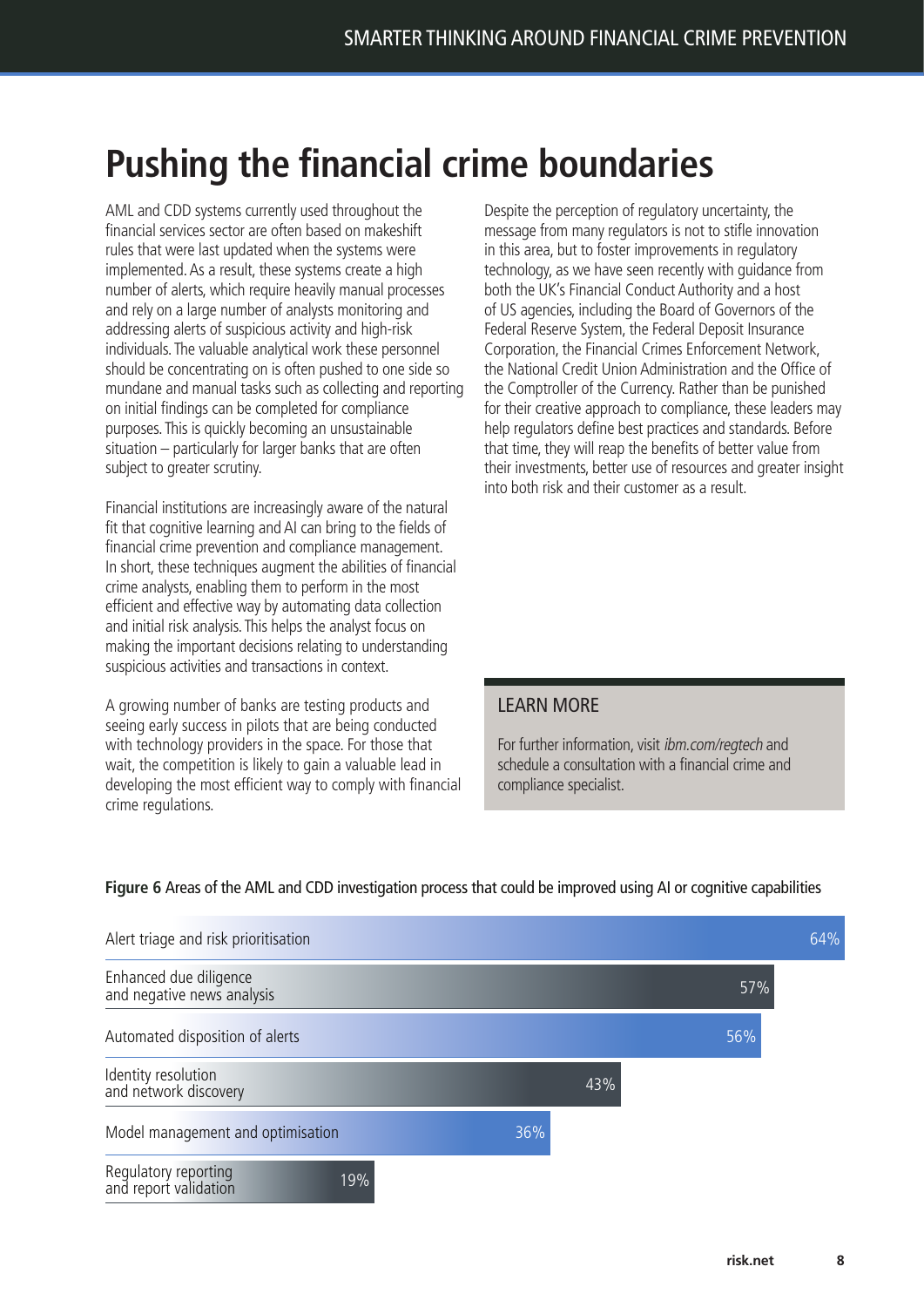# Pushing the financial crime boundaries

AML and CDD systems currently used throughout the financial services sector are often based on makeshift rules that were last updated when the systems were implemented. As a result, these systems create a high number of alerts, which require heavily manual processes and rely on a large number of analysts monitoring and addressing alerts of suspicious activity and high-risk individuals. The valuable analytical work these personnel should be concentrating on is often pushed to one side so mundane and manual tasks such as collecting and reporting on initial findings can be completed for compliance purposes. This is quickly becoming an unsustainable situation – particularly for larger banks that are often subject to greater scrutiny.

Financial institutions are increasingly aware of the natural fit that cognitive learning and AI can bring to the fields of financial crime prevention and compliance management. In short, these techniques augment the abilities of financial crime analysts, enabling them to perform in the most efficient and effective way by automating data collection and initial risk analysis. This helps the analyst focus on making the important decisions relating to understanding suspicious activities and transactions in context.

A growing number of banks are testing products and seeing early success in pilots that are being conducted with technology providers in the space. For those that wait, the competition is likely to gain a valuable lead in developing the most efficient way to comply with financial crime regulations.

Despite the perception of regulatory uncertainty, the message from many regulators is not to stifle innovation in this area, but to foster improvements in regulatory technology, as we have seen recently with guidance from both the UK's Financial Conduct Authority and a host of US agencies, including the Board of Governors of the Federal Reserve System, the Federal Deposit Insurance Corporation, the Financial Crimes Enforcement Network, the National Credit Union Administration and the Office of the Comptroller of the Currency. Rather than be punished for their creative approach to compliance, these leaders may help regulators define best practices and standards. Before that time, they will reap the benefits of better value from their investments, better use of resources and greater insight into both risk and their customer as a result.

## LEARN MORE

For further information, visit *ibm.com/regtech* and schedule a consultation with a financial crime and compliance specialist.

**Figure 6** Areas of the AML and CDD investigation process that could be improved using AI or cognitive capabilities

| Area | % |
|---|---|
| Alert triage and risk prioritisation | 64% |
| Enhanced due diligence and negative news analysis | 57% |
| Automated disposition of alerts | 56% |
| Identity resolution and network discovery | 43% |
| Model management and optimisation | 36% |
| Regulatory reporting and report validation | 19% |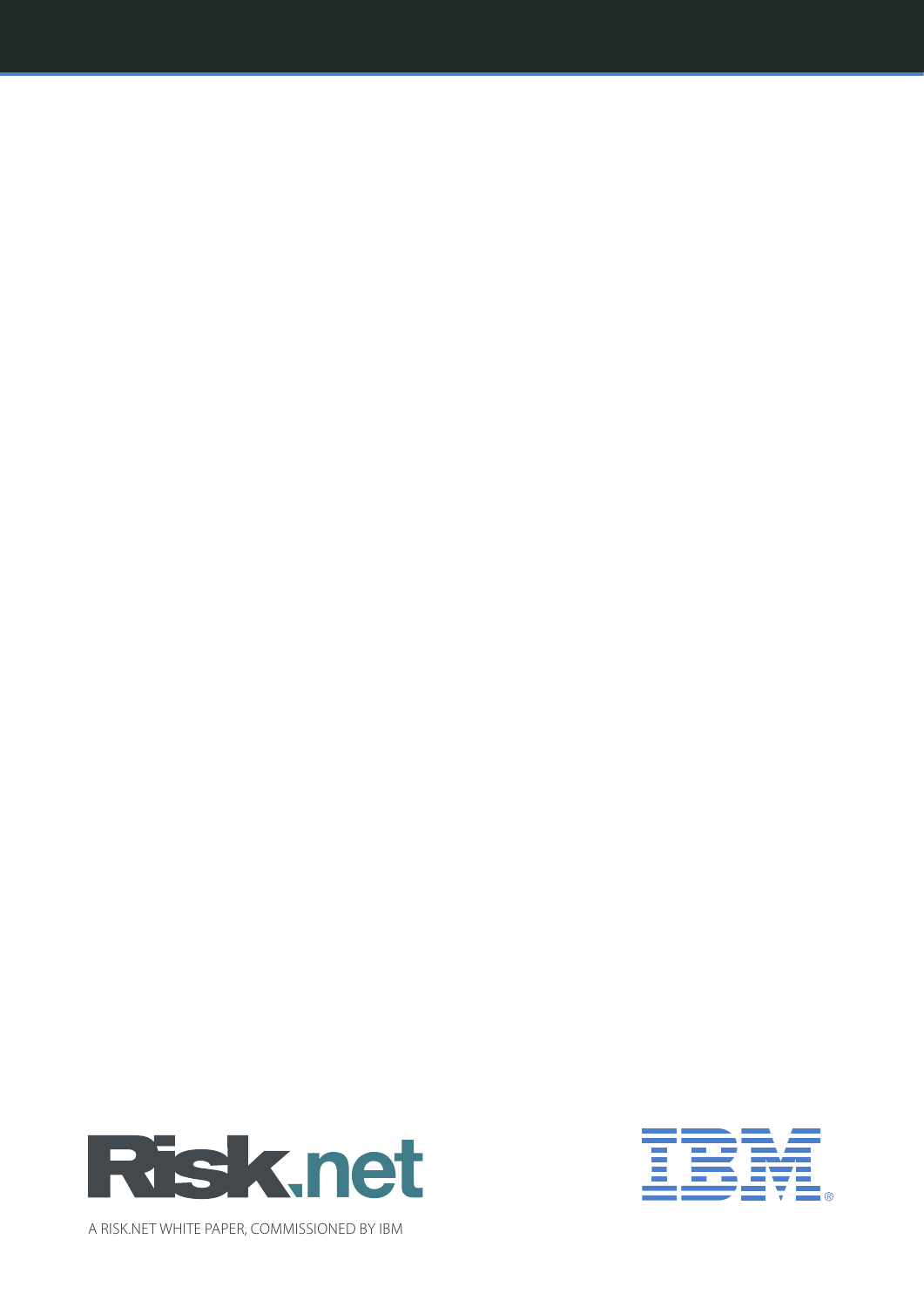A RISK.NET WHITE PAPER, COMMISSIONED BY IBM